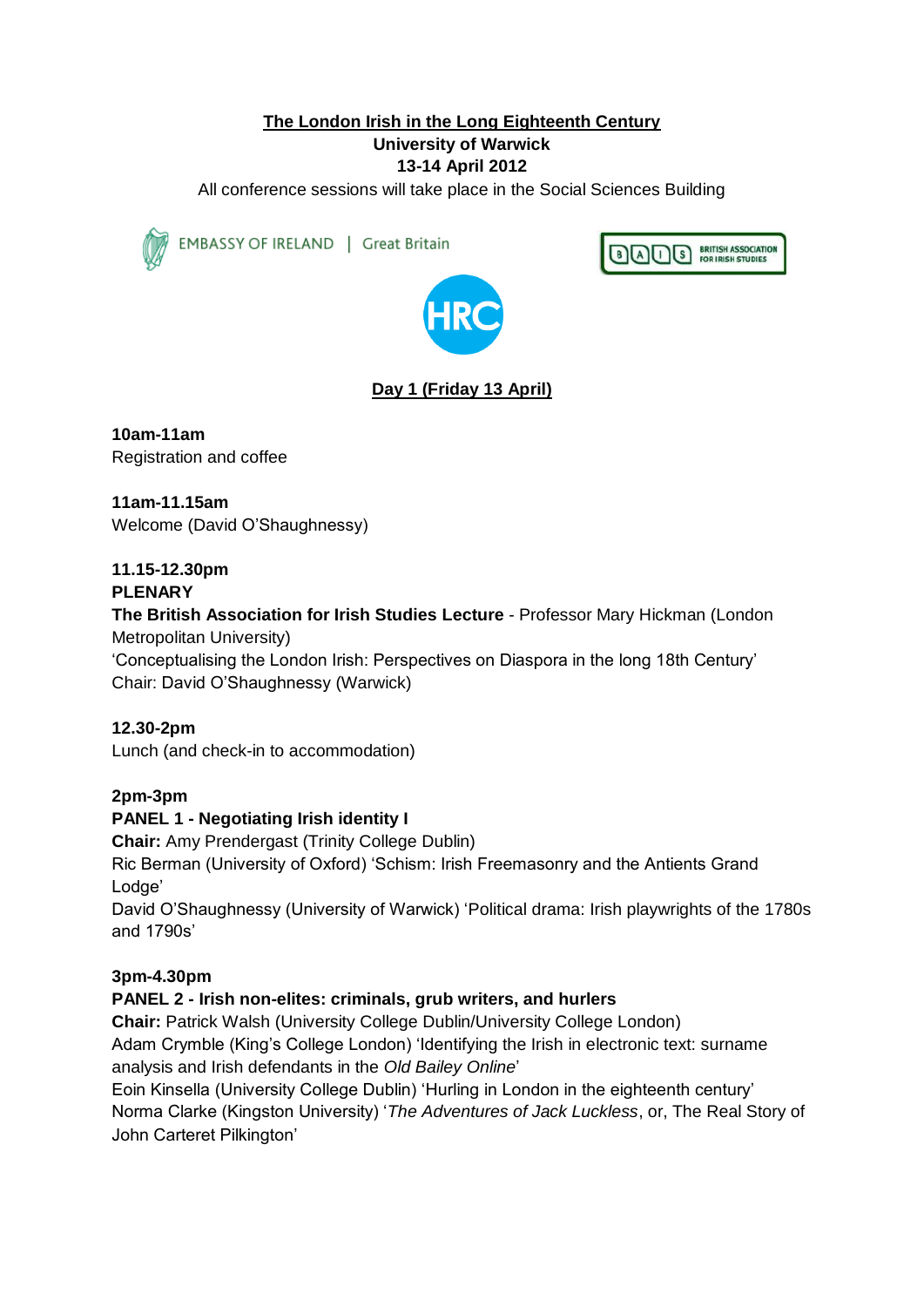# The London Irish in the Long Eighteenth Century

**University of Warwick**

**13-14 April 2012**

All conference sessions will take place in the Social Sciences Building

EMBASSY OF IRELAND | Great Britain

BAIS BRITISH ASSOCIATION FOR IRISH STUDIES

HRC

## Day 1 (Friday 13 April)

**10am-11am**
Registration and coffee

**11am-11.15am**
Welcome (David O'Shaughnessy)

**11.15-12.30pm**
**PLENARY**
**The British Association for Irish Studies Lecture** - Professor Mary Hickman (London Metropolitan University)
'Conceptualising the London Irish: Perspectives on Diaspora in the long 18th Century'
Chair: David O'Shaughnessy (Warwick)

**12.30-2pm**
Lunch (and check-in to accommodation)

**2pm-3pm**
**PANEL 1 - Negotiating Irish identity I**
**Chair:** Amy Prendergast (Trinity College Dublin)
Ric Berman (University of Oxford) 'Schism: Irish Freemasonry and the Antients Grand Lodge'
David O'Shaughnessy (University of Warwick) 'Political drama: Irish playwrights of the 1780s and 1790s'

**3pm-4.30pm**
**PANEL 2 - Irish non-elites: criminals, grub writers, and hurlers**
**Chair:** Patrick Walsh (University College Dublin/University College London)
Adam Crymble (King's College London) 'Identifying the Irish in electronic text: surname analysis and Irish defendants in the *Old Bailey Online*'
Eoin Kinsella (University College Dublin) 'Hurling in London in the eighteenth century'
Norma Clarke (Kingston University) '*The Adventures of Jack Luckless*, or, The Real Story of John Carteret Pilkington'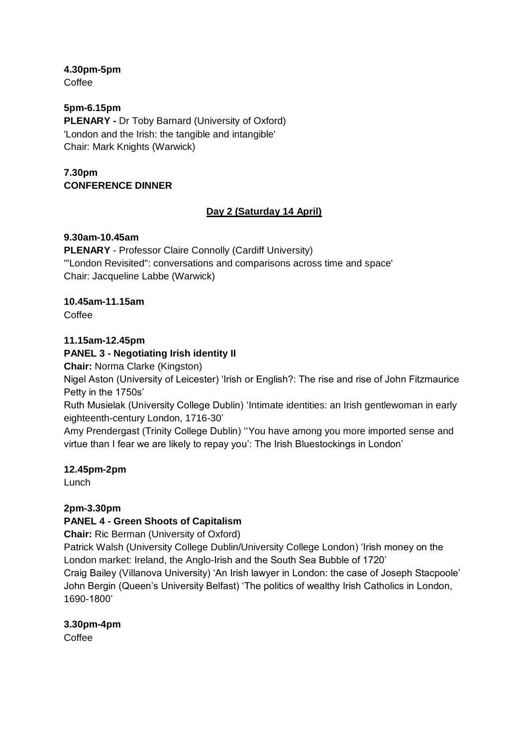**4.30pm-5pm**
Coffee

**5pm-6.15pm**
**PLENARY -** Dr Toby Barnard (University of Oxford)
'London and the Irish: the tangible and intangible'
Chair: Mark Knights (Warwick)

**7.30pm**
**CONFERENCE DINNER**

## Day 2 (Saturday 14 April)

**9.30am-10.45am**
**PLENARY** - Professor Claire Connolly (Cardiff University)
'"London Revisited": conversations and comparisons across time and space'
Chair: Jacqueline Labbe (Warwick)

**10.45am-11.15am**
Coffee

**11.15am-12.45pm**
**PANEL 3 - Negotiating Irish identity II**
**Chair:** Norma Clarke (Kingston)
Nigel Aston (University of Leicester) 'Irish or English?: The rise and rise of John Fitzmaurice Petty in the 1750s'
Ruth Musielak (University College Dublin) 'Intimate identities: an Irish gentlewoman in early eighteenth-century London, 1716-30'
Amy Prendergast (Trinity College Dublin) ''You have among you more imported sense and virtue than I fear we are likely to repay you': The Irish Bluestockings in London'

**12.45pm-2pm**
Lunch

**2pm-3.30pm**
**PANEL 4 - Green Shoots of Capitalism**
**Chair:** Ric Berman (University of Oxford)
Patrick Walsh (University College Dublin/University College London) 'Irish money on the London market: Ireland, the Anglo-Irish and the South Sea Bubble of 1720'
Craig Bailey (Villanova University) 'An Irish lawyer in London: the case of Joseph Stacpoole'
John Bergin (Queen's University Belfast) 'The politics of wealthy Irish Catholics in London, 1690-1800'

**3.30pm-4pm**
Coffee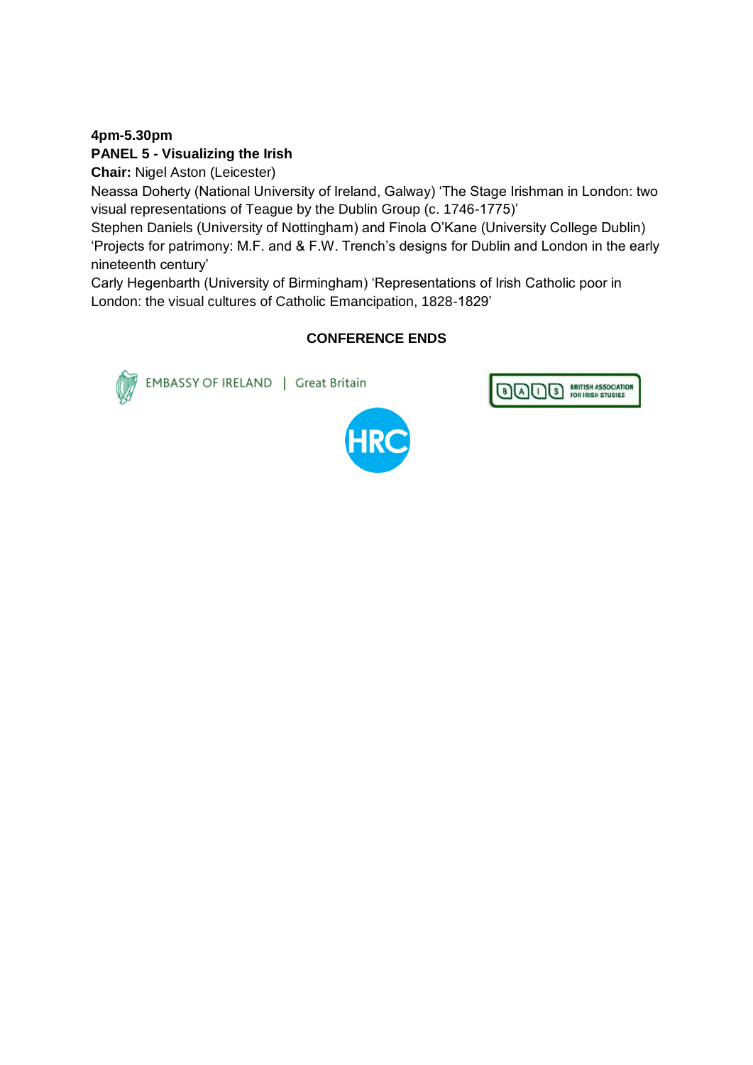**4pm-5.30pm**

**PANEL 5 - Visualizing the Irish**

**Chair:** Nigel Aston (Leicester)

Neassa Doherty (National University of Ireland, Galway) 'The Stage Irishman in London: two visual representations of Teague by the Dublin Group (c. 1746-1775)'

Stephen Daniels (University of Nottingham) and Finola O'Kane (University College Dublin) 'Projects for patrimony: M.F. and & F.W. Trench's designs for Dublin and London in the early nineteenth century'

Carly Hegenbarth (University of Birmingham) 'Representations of Irish Catholic poor in London: the visual cultures of Catholic Emancipation, 1828-1829'

**CONFERENCE ENDS**

EMBASSY OF IRELAND | Great Britain

BAIS BRITISH ASSOCIATION FOR IRISH STUDIES

HRC